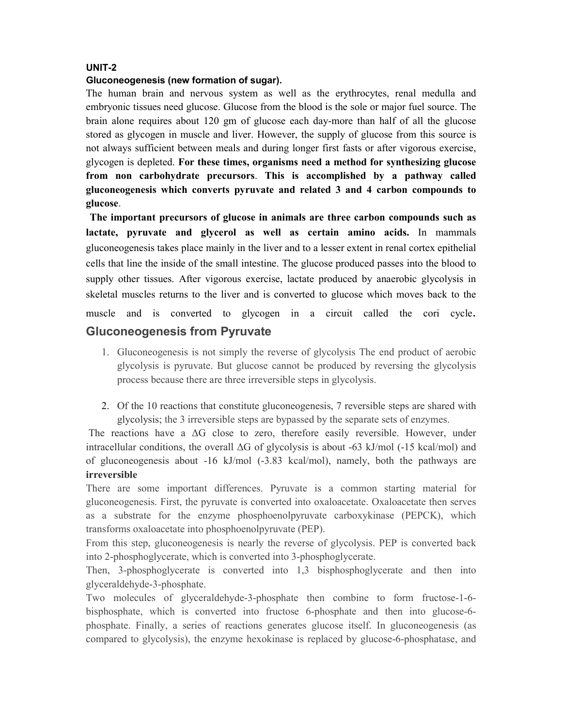**UNIT-2**

**Gluconeogenesis (new formation of sugar).**

The human brain and nervous system as well as the erythrocytes, renal medulla and embryonic tissues need glucose. Glucose from the blood is the sole or major fuel source. The brain alone requires about 120 gm of glucose each day-more than half of all the glucose stored as glycogen in muscle and liver. However, the supply of glucose from this source is not always sufficient between meals and during longer first fasts or after vigorous exercise, glycogen is depleted. **For these times, organisms need a method for synthesizing glucose from non carbohydrate precursors**. **This is accomplished by a pathway called gluconeogenesis which converts pyruvate and related 3 and 4 carbon compounds to glucose**.

**The important precursors of glucose in animals are three carbon compounds such as lactate, pyruvate and glycerol as well as certain amino acids.** In mammals gluconeogenesis takes place mainly in the liver and to a lesser extent in renal cortex epithelial cells that line the inside of the small intestine. The glucose produced passes into the blood to supply other tissues. After vigorous exercise, lactate produced by anaerobic glycolysis in skeletal muscles returns to the liver and is converted to glucose which moves back to the muscle and is converted to glycogen in a circuit called the cori cycle.

## Gluconeogenesis from Pyruvate

1. Gluconeogenesis is not simply the reverse of glycolysis The end product of aerobic glycolysis is pyruvate. But glucose cannot be produced by reversing the glycolysis process because there are three irreversible steps in glycolysis.

2. Of the 10 reactions that constitute gluconeogenesis, 7 reversible steps are shared with glycolysis; the 3 irreversible steps are bypassed by the separate sets of enzymes.

The reactions have a $\Delta G$ close to zero, therefore easily reversible. However, under intracellular conditions, the overall $\Delta G$ of glycolysis is about -63 kJ/mol (-15 kcal/mol) and of gluconeogenesis about -16 kJ/mol (-3.83 kcal/mol), namely, both the pathways are **irreversible**

There are some important differences. Pyruvate is a common starting material for gluconeogenesis. First, the pyruvate is converted into oxaloacetate. Oxaloacetate then serves as a substrate for the enzyme phosphoenolpyruvate carboxykinase (PEPCK), which transforms oxaloacetate into phosphoenolpyruvate (PEP).

From this step, gluconeogenesis is nearly the reverse of glycolysis. PEP is converted back into 2-phosphoglycerate, which is converted into 3-phosphoglycerate.

Then, 3-phosphoglycerate is converted into 1,3 bisphosphoglycerate and then into glyceraldehyde-3-phosphate.

Two molecules of glyceraldehyde-3-phosphate then combine to form fructose-1-6-bisphosphate, which is converted into fructose 6-phosphate and then into glucose-6-phosphate. Finally, a series of reactions generates glucose itself. In gluconeogenesis (as compared to glycolysis), the enzyme hexokinase is replaced by glucose-6-phosphatase, and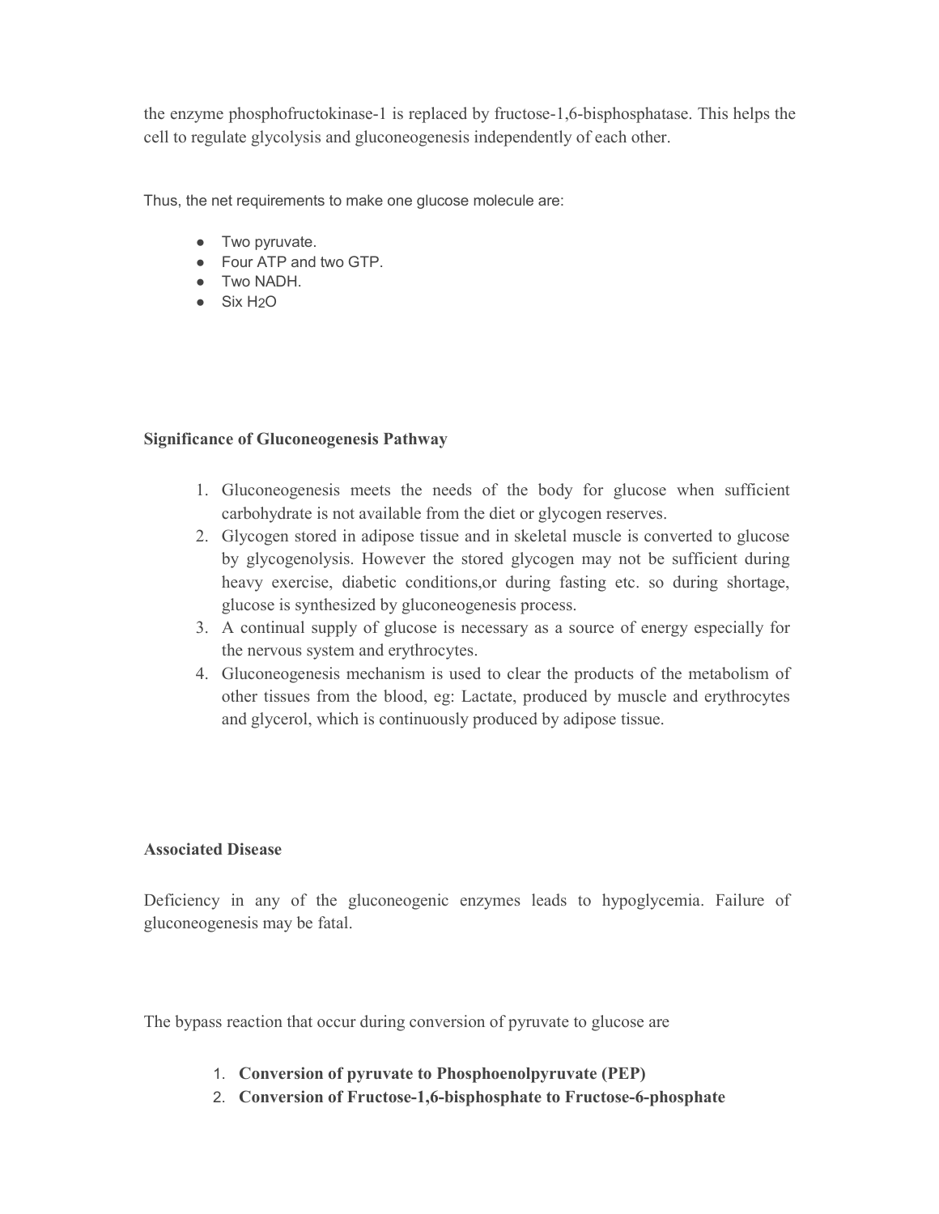the enzyme phosphofructokinase-1 is replaced by fructose-1,6-bisphosphatase. This helps the cell to regulate glycolysis and gluconeogenesis independently of each other.

Thus, the net requirements to make one glucose molecule are:

- Two pyruvate.
- Four ATP and two GTP.
- Two NADH.
- Six $H_2O$

**Significance of Gluconeogenesis Pathway**

1. Gluconeogenesis meets the needs of the body for glucose when sufficient carbohydrate is not available from the diet or glycogen reserves.
2. Glycogen stored in adipose tissue and in skeletal muscle is converted to glucose by glycogenolysis. However the stored glycogen may not be sufficient during heavy exercise, diabetic conditions,or during fasting etc. so during shortage, glucose is synthesized by gluconeogenesis process.
3. A continual supply of glucose is necessary as a source of energy especially for the nervous system and erythrocytes.
4. Gluconeogenesis mechanism is used to clear the products of the metabolism of other tissues from the blood, eg: Lactate, produced by muscle and erythrocytes and glycerol, which is continuously produced by adipose tissue.

**Associated Disease**

Deficiency in any of the gluconeogenic enzymes leads to hypoglycemia. Failure of gluconeogenesis may be fatal.

The bypass reaction that occur during conversion of pyruvate to glucose are

1. **Conversion of pyruvate to Phosphoenolpyruvate (PEP)**
2. **Conversion of Fructose-1,6-bisphosphate to Fructose-6-phosphate**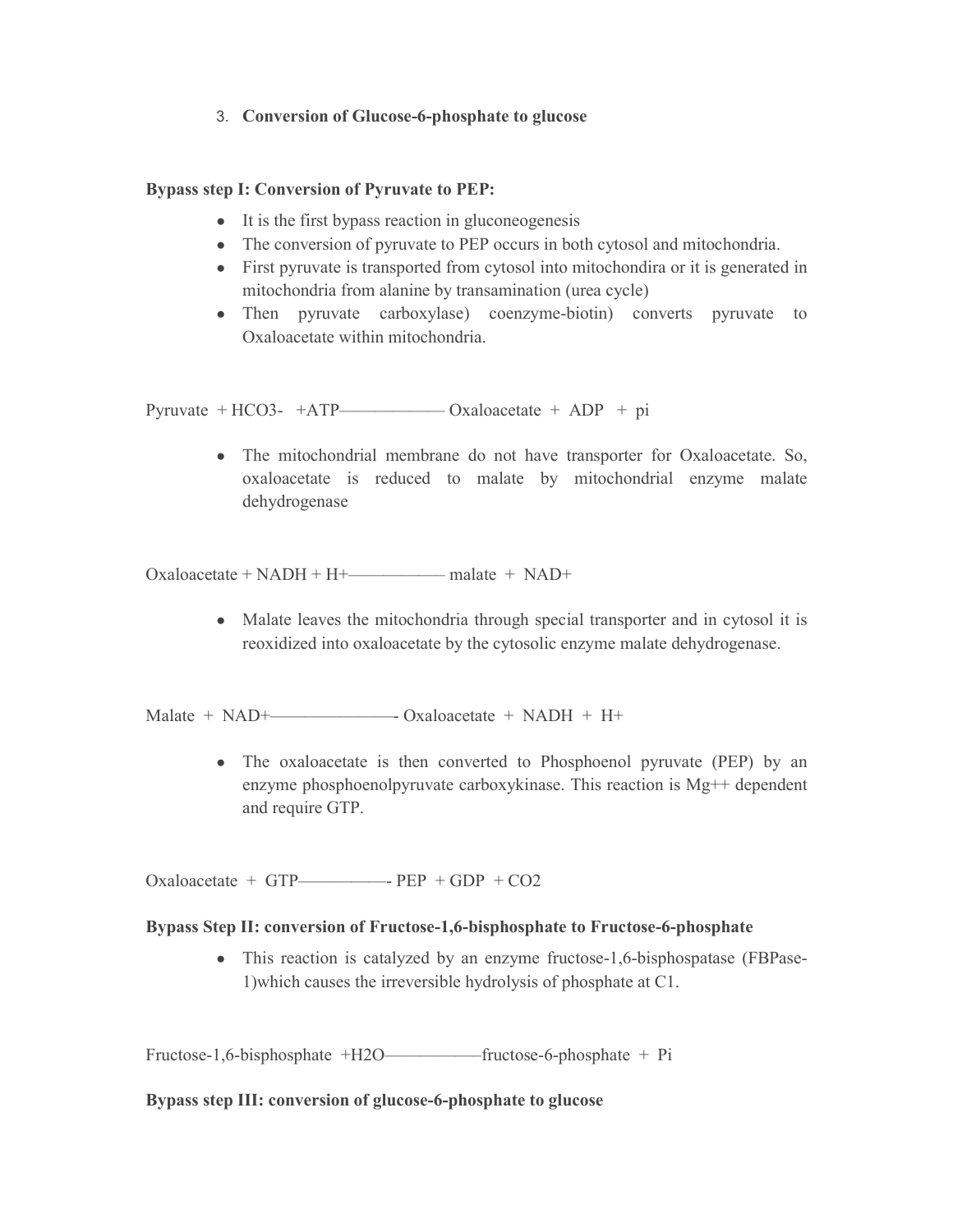3. **Conversion of Glucose-6-phosphate to glucose**

**Bypass step I: Conversion of Pyruvate to PEP:**

- It is the first bypass reaction in gluconeogenesis
- The conversion of pyruvate to PEP occurs in both cytosol and mitochondria.
- First pyruvate is transported from cytosol into mitochondira or it is generated in mitochondria from alanine by transamination (urea cycle)
- Then pyruvate carboxylase) coenzyme-biotin) converts pyruvate to Oxaloacetate within mitochondria.

Pyruvate + $HCO_3^-$ +ATP——————— Oxaloacetate + ADP + pi

- The mitochondrial membrane do not have transporter for Oxaloacetate. So, oxaloacetate is reduced to malate by mitochondrial enzyme malate dehydrogenase

Oxaloacetate + NADH + $H^+$—————— malate + $NAD^+$

- Malate leaves the mitochondria through special transporter and in cytosol it is reoxidized into oxaloacetate by the cytosolic enzyme malate dehydrogenase.

Malate + $NAD^+$————————- Oxaloacetate + NADH + $H^+$

- The oxaloacetate is then converted to Phosphoenol pyruvate (PEP) by an enzyme phosphoenolpyruvate carboxykinase. This reaction is $Mg^{++}$ dependent and require GTP.

Oxaloacetate + GTP—————- PEP + GDP + $CO_2$

**Bypass Step II: conversion of Fructose-1,6-bisphosphate to Fructose-6-phosphate**

- This reaction is catalyzed by an enzyme fructose-1,6-bisphospatase (FBPase-1)which causes the irreversible hydrolysis of phosphate at C1.

Fructose-1,6-bisphosphate +$H_2O$——————fructose-6-phosphate + Pi

**Bypass step III: conversion of glucose-6-phosphate to glucose**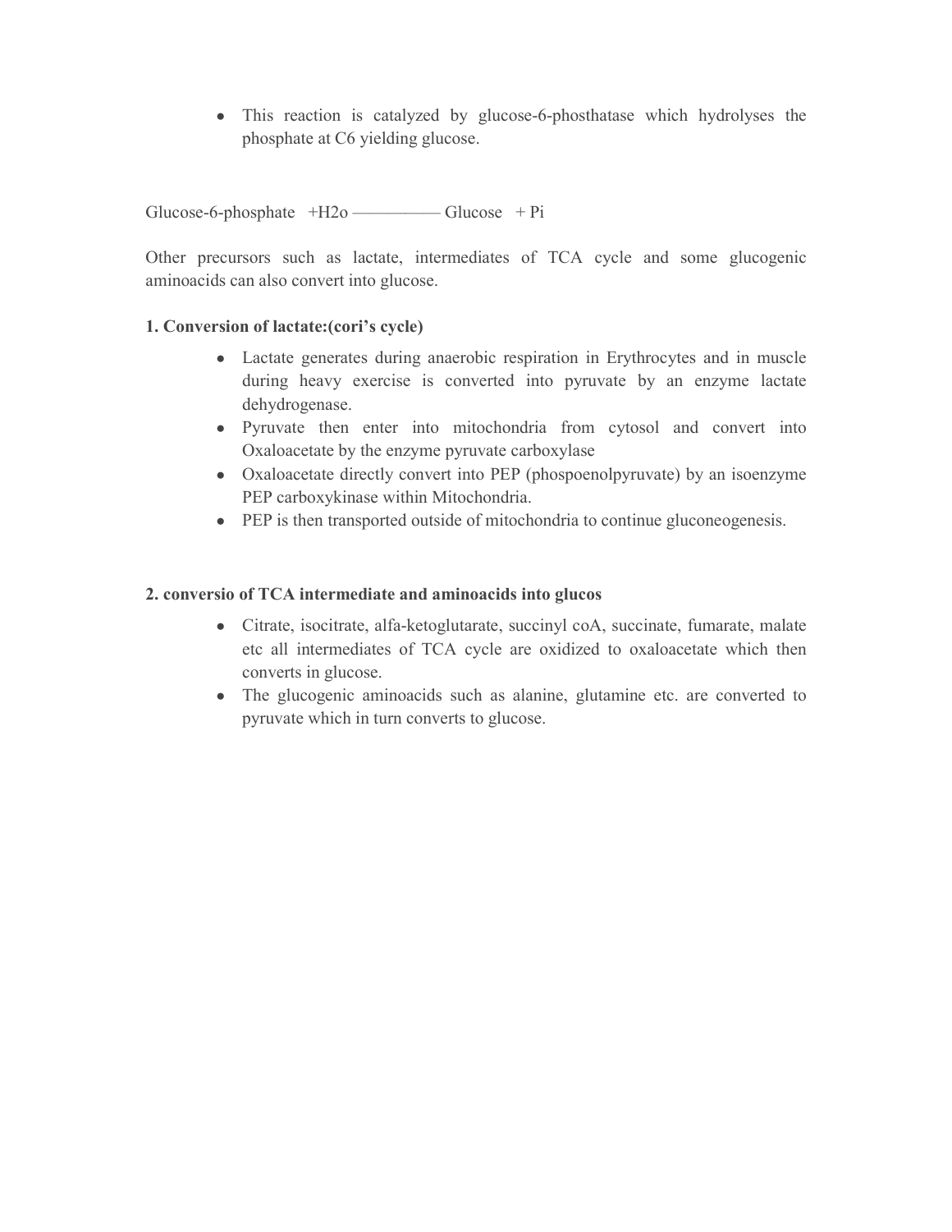- This reaction is catalyzed by glucose-6-phosthatase which hydrolyses the phosphate at C6 yielding glucose.

Glucose-6-phosphate +H2o —————— Glucose + Pi

Other precursors such as lactate, intermediates of TCA cycle and some glucogenic aminoacids can also convert into glucose.

**1. Conversion of lactate:(cori's cycle)**

- Lactate generates during anaerobic respiration in Erythrocytes and in muscle during heavy exercise is converted into pyruvate by an enzyme lactate dehydrogenase.
- Pyruvate then enter into mitochondria from cytosol and convert into Oxaloacetate by the enzyme pyruvate carboxylase
- Oxaloacetate directly convert into PEP (phospoenolpyruvate) by an isoenzyme PEP carboxykinase within Mitochondria.
- PEP is then transported outside of mitochondria to continue gluconeogenesis.

**2. conversio of TCA intermediate and aminoacids into glucos**

- Citrate, isocitrate, alfa-ketoglutarate, succinyl coA, succinate, fumarate, malate etc all intermediates of TCA cycle are oxidized to oxaloacetate which then converts in glucose.
- The glucogenic aminoacids such as alanine, glutamine etc. are converted to pyruvate which in turn converts to glucose.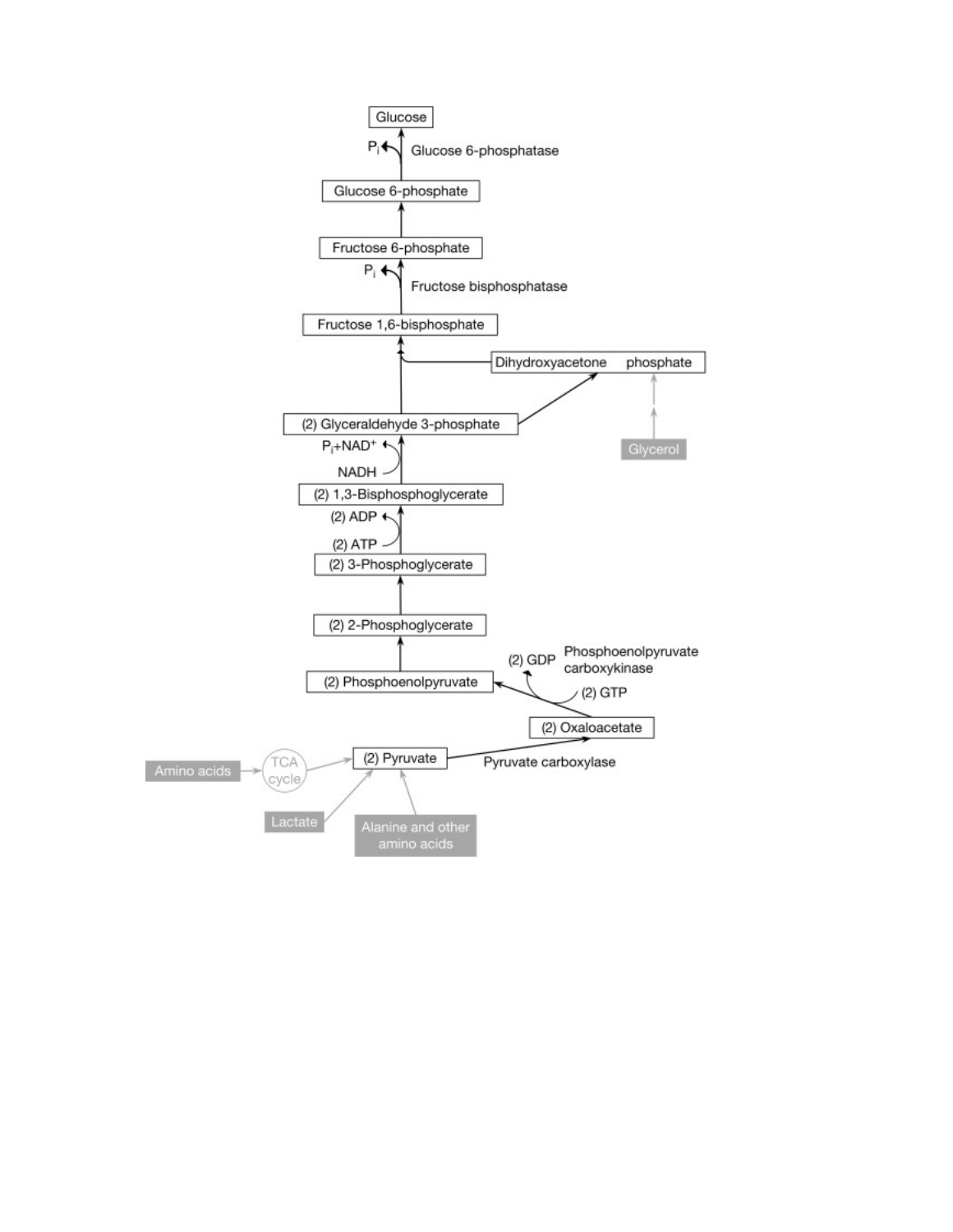Glucose

$P_i$

Glucose 6-phosphatase

Glucose 6-phosphate

Fructose 6-phosphate

$P_i$

Fructose bisphosphatase

Fructose 1,6-bisphosphate

Dihydroxyacetone phosphate

(2) Glyceraldehyde 3-phosphate

Glycerol

$P_i$+$NAD^+$

NADH

(2) 1,3-Bisphosphoglycerate

(2) ADP

(2) ATP

(2) 3-Phosphoglycerate

(2) 2-Phosphoglycerate

(2) GDP

Phosphoenolpyruvate carboxykinase

(2) Phosphoenolpyruvate

(2) GTP

(2) Oxaloacetate

Amino acids

TCA cycle

(2) Pyruvate

Pyruvate carboxylase

Lactate

Alanine and other amino acids